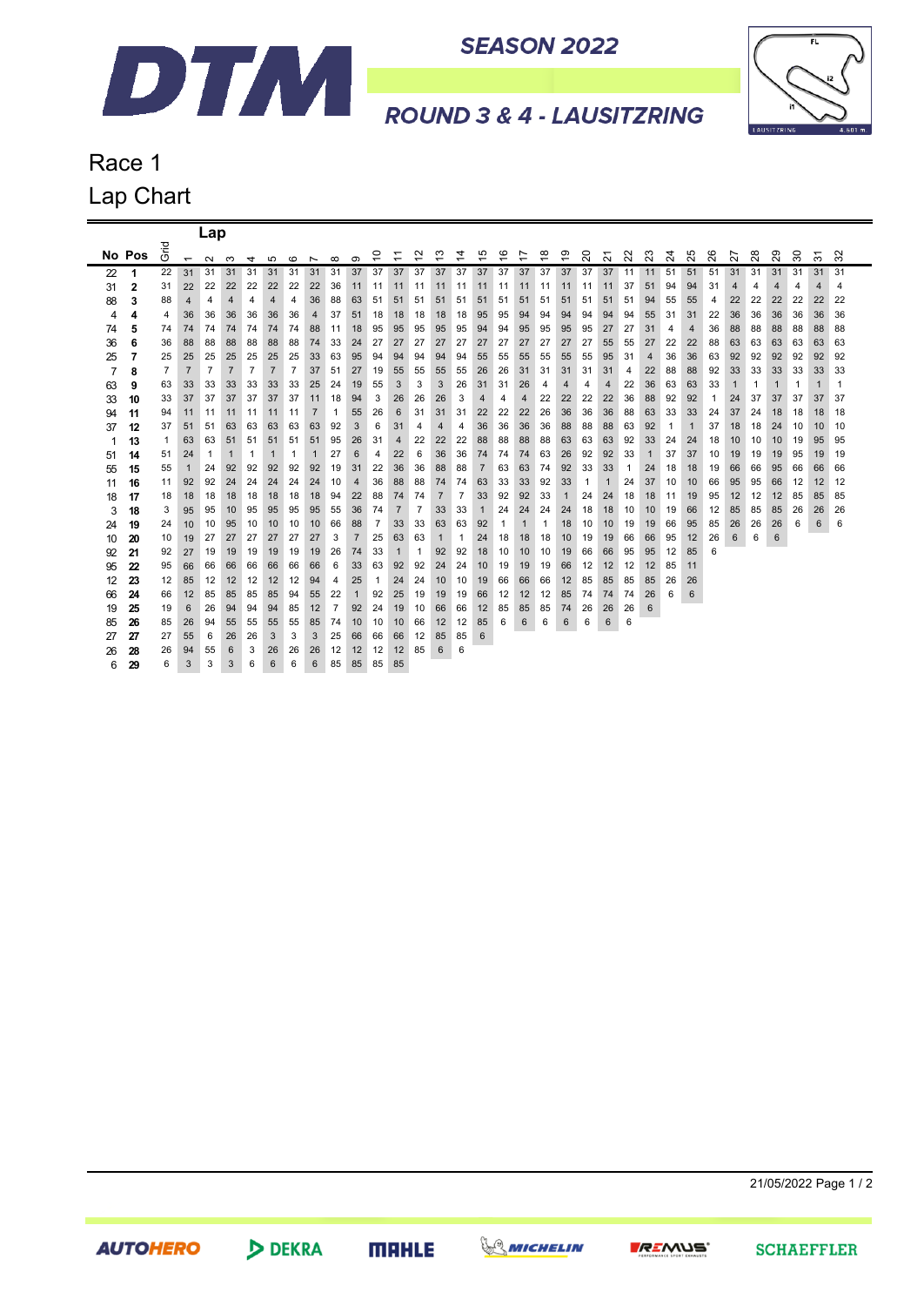# DTM

## SEASON 2022

## ROUND 3 & 4 - LAUSITZRING

# Race 1

## Lap Chart

| No | Pos | Grid | 1 | 2 | 3 | 4 | 5 | 6 | 7 | 8 | 9 | 10 | 11 | 12 | 13 | 14 | 15 | 16 | 17 | 18 | 19 | 20 | 21 | 22 | 23 | 24 | 25 | 26 | 27 | 28 | 29 | 30 | 31 | 32 |
|---|---|---|---|---|---|---|---|---|---|---|---|---|---|---|---|---|---|---|---|---|---|---|---|---|---|---|---|---|---|---|---|---|---|---|
| 22 | 1 | 22 | 31 | 31 | 31 | 31 | 31 | 31 | 31 | 31 | 31 | 37 | 37 | 37 | 37 | 37 | 37 | 37 | 37 | 37 | 37 | 37 | 37 | 11 | 11 | 51 | 51 | 51 | 31 | 31 | 31 | 31 | 31 | 31 |
| 31 | 2 | 31 | 22 | 22 | 22 | 22 | 22 | 22 | 22 | 36 | 11 | 11 | 11 | 11 | 11 | 11 | 11 | 11 | 11 | 11 | 11 | 11 | 11 | 37 | 51 | 94 | 94 | 31 | 4 | 4 | 4 | 4 | 4 | 4 |
| 88 | 3 | 88 | 4 | 4 | 4 | 4 | 4 | 4 | 36 | 88 | 63 | 51 | 51 | 51 | 51 | 51 | 51 | 51 | 51 | 51 | 51 | 51 | 51 | 51 | 94 | 55 | 55 | 4 | 22 | 22 | 22 | 22 | 22 | 22 |
| 4 | 4 | 4 | 36 | 36 | 36 | 36 | 36 | 36 | 4 | 37 | 51 | 18 | 18 | 18 | 18 | 18 | 95 | 95 | 94 | 94 | 94 | 94 | 94 | 94 | 55 | 31 | 31 | 22 | 36 | 36 | 36 | 36 | 36 | 36 |
| 74 | 5 | 74 | 74 | 74 | 74 | 74 | 74 | 74 | 88 | 11 | 18 | 95 | 95 | 95 | 95 | 95 | 94 | 94 | 95 | 95 | 95 | 95 | 27 | 27 | 31 | 4 | 4 | 36 | 88 | 88 | 88 | 88 | 88 | 88 |
| 36 | 6 | 36 | 88 | 88 | 88 | 88 | 88 | 88 | 74 | 33 | 24 | 27 | 27 | 27 | 27 | 27 | 27 | 27 | 27 | 27 | 27 | 27 | 55 | 55 | 27 | 22 | 22 | 88 | 63 | 63 | 63 | 63 | 63 | 63 |
| 25 | 7 | 25 | 25 | 25 | 25 | 25 | 25 | 25 | 33 | 63 | 95 | 94 | 94 | 94 | 94 | 94 | 55 | 55 | 55 | 55 | 55 | 55 | 95 | 31 | 4 | 36 | 36 | 63 | 92 | 92 | 92 | 92 | 92 | 92 |
| 7 | 8 | 7 | 7 | 7 | 7 | 7 | 7 | 7 | 37 | 51 | 27 | 19 | 55 | 55 | 55 | 55 | 26 | 26 | 31 | 31 | 31 | 31 | 31 | 4 | 22 | 88 | 88 | 92 | 33 | 33 | 33 | 33 | 33 | 33 |
| 63 | 9 | 63 | 33 | 33 | 33 | 33 | 33 | 33 | 25 | 24 | 19 | 55 | 3 | 3 | 3 | 26 | 31 | 31 | 26 | 4 | 4 | 4 | 4 | 22 | 36 | 63 | 63 | 33 | 1 | 1 | 1 | 1 | 1 | 1 |
| 33 | 10 | 33 | 37 | 37 | 37 | 37 | 37 | 37 | 11 | 18 | 94 | 3 | 26 | 26 | 26 | 3 | 4 | 4 | 4 | 22 | 22 | 22 | 22 | 36 | 88 | 92 | 92 | 1 | 24 | 37 | 37 | 37 | 37 | 37 |
| 94 | 11 | 94 | 11 | 11 | 11 | 11 | 11 | 11 | 7 | 1 | 55 | 26 | 6 | 31 | 31 | 31 | 22 | 22 | 22 | 26 | 36 | 36 | 36 | 88 | 63 | 33 | 33 | 24 | 37 | 24 | 18 | 18 | 18 | 18 |
| 37 | 12 | 37 | 51 | 51 | 63 | 63 | 63 | 63 | 63 | 92 | 3 | 6 | 31 | 4 | 4 | 4 | 36 | 36 | 36 | 36 | 88 | 88 | 88 | 63 | 92 | 1 | 1 | 37 | 18 | 18 | 24 | 10 | 10 | 10 |
| 1 | 13 | 1 | 63 | 63 | 51 | 51 | 51 | 51 | 51 | 95 | 26 | 31 | 4 | 22 | 22 | 22 | 88 | 88 | 88 | 88 | 63 | 63 | 63 | 92 | 33 | 24 | 24 | 18 | 10 | 10 | 10 | 19 | 95 | 95 |
| 51 | 14 | 51 | 24 | 1 | 1 | 1 | 1 | 1 | 1 | 27 | 6 | 4 | 22 | 6 | 36 | 36 | 74 | 74 | 74 | 63 | 26 | 92 | 92 | 33 | 1 | 37 | 37 | 10 | 19 | 19 | 19 | 95 | 19 | 19 |
| 55 | 15 | 55 | 1 | 24 | 92 | 92 | 92 | 92 | 92 | 19 | 31 | 22 | 36 | 36 | 88 | 88 | 7 | 63 | 63 | 74 | 92 | 33 | 33 | 1 | 24 | 18 | 18 | 19 | 66 | 66 | 95 | 66 | 66 | 66 |
| 11 | 16 | 11 | 92 | 92 | 24 | 24 | 24 | 24 | 24 | 10 | 4 | 36 | 88 | 88 | 74 | 74 | 63 | 33 | 33 | 92 | 33 | 1 | 1 | 24 | 37 | 10 | 10 | 66 | 95 | 95 | 66 | 12 | 12 | 12 |
| 18 | 17 | 18 | 18 | 18 | 18 | 18 | 18 | 18 | 18 | 94 | 22 | 88 | 74 | 74 | 7 | 7 | 33 | 92 | 92 | 33 | 1 | 24 | 24 | 18 | 18 | 11 | 19 | 95 | 12 | 12 | 12 | 85 | 85 | 85 |
| 3 | 18 | 3 | 95 | 95 | 10 | 95 | 95 | 95 | 95 | 55 | 36 | 74 | 7 | 7 | 33 | 33 | 1 | 24 | 24 | 24 | 24 | 18 | 18 | 10 | 10 | 19 | 66 | 12 | 85 | 85 | 85 | 26 | 26 | 26 |
| 24 | 19 | 24 | 10 | 10 | 95 | 10 | 10 | 10 | 10 | 66 | 88 | 7 | 33 | 33 | 63 | 63 | 92 | 1 | 1 | 1 | 18 | 10 | 10 | 19 | 19 | 66 | 95 | 85 | 26 | 26 | 26 | 6 | 6 | 6 |
| 10 | 20 | 10 | 19 | 19 | 27 | 27 | 27 | 27 | 27 | 3 | 7 | 25 | 63 | 63 | 1 | 1 | 24 | 18 | 18 | 18 | 10 | 19 | 19 | 66 | 66 | 95 | 12 | 26 | 6 | 6 | 6 | | | |
| 92 | 21 | 92 | 27 | 19 | 19 | 19 | 19 | 19 | 19 | 26 | 74 | 33 | 1 | 1 | 92 | 92 | 18 | 10 | 10 | 10 | 19 | 66 | 66 | 95 | 95 | 12 | 85 | 6 | | | | | | |
| 95 | 22 | 95 | 66 | 66 | 66 | 66 | 66 | 66 | 66 | 6 | 33 | 63 | 92 | 92 | 24 | 24 | 10 | 19 | 19 | 19 | 66 | 12 | 12 | 12 | 12 | 85 | 11 | | | | | | | |
| 12 | 23 | 12 | 85 | 12 | 12 | 12 | 12 | 12 | 94 | 4 | 25 | 1 | 24 | 24 | 10 | 10 | 19 | 66 | 66 | 66 | 12 | 85 | 85 | 85 | 85 | 26 | 26 | | | | | | | |
| 66 | 24 | 66 | 12 | 85 | 85 | 85 | 85 | 94 | 55 | 22 | 1 | 92 | 25 | 19 | 19 | 19 | 66 | 12 | 12 | 12 | 85 | 74 | 74 | 74 | 26 | 6 | 6 | | | | | | | |
| 19 | 25 | 19 | 6 | 26 | 94 | 94 | 94 | 85 | 12 | 7 | 92 | 24 | 19 | 10 | 66 | 66 | 12 | 85 | 85 | 85 | 74 | 26 | 26 | 26 | 6 | | | | | | | | | |
| 85 | 26 | 85 | 26 | 94 | 55 | 55 | 55 | 55 | 85 | 74 | 10 | 10 | 10 | 66 | 12 | 12 | 85 | 6 | 6 | 6 | 6 | 6 | 6 | 6 | | | | | | | | | | |
| 27 | 27 | 27 | 55 | 6 | 26 | 26 | 3 | 3 | 3 | 25 | 66 | 66 | 66 | 12 | 85 | 85 | 6 | | | | | | | | | | | | | | | | | |
| 26 | 28 | 26 | 94 | 55 | 6 | 3 | 26 | 26 | 26 | 12 | 12 | 12 | 12 | 85 | 6 | 6 | | | | | | | | | | | | | | | | | | |
| 6 | 29 | 6 | 3 | 3 | 3 | 6 | 6 | 6 | 6 | 85 | 85 | 85 | 85 | | | | | | | | | | | | | | | | | | | | | |

21/05/2022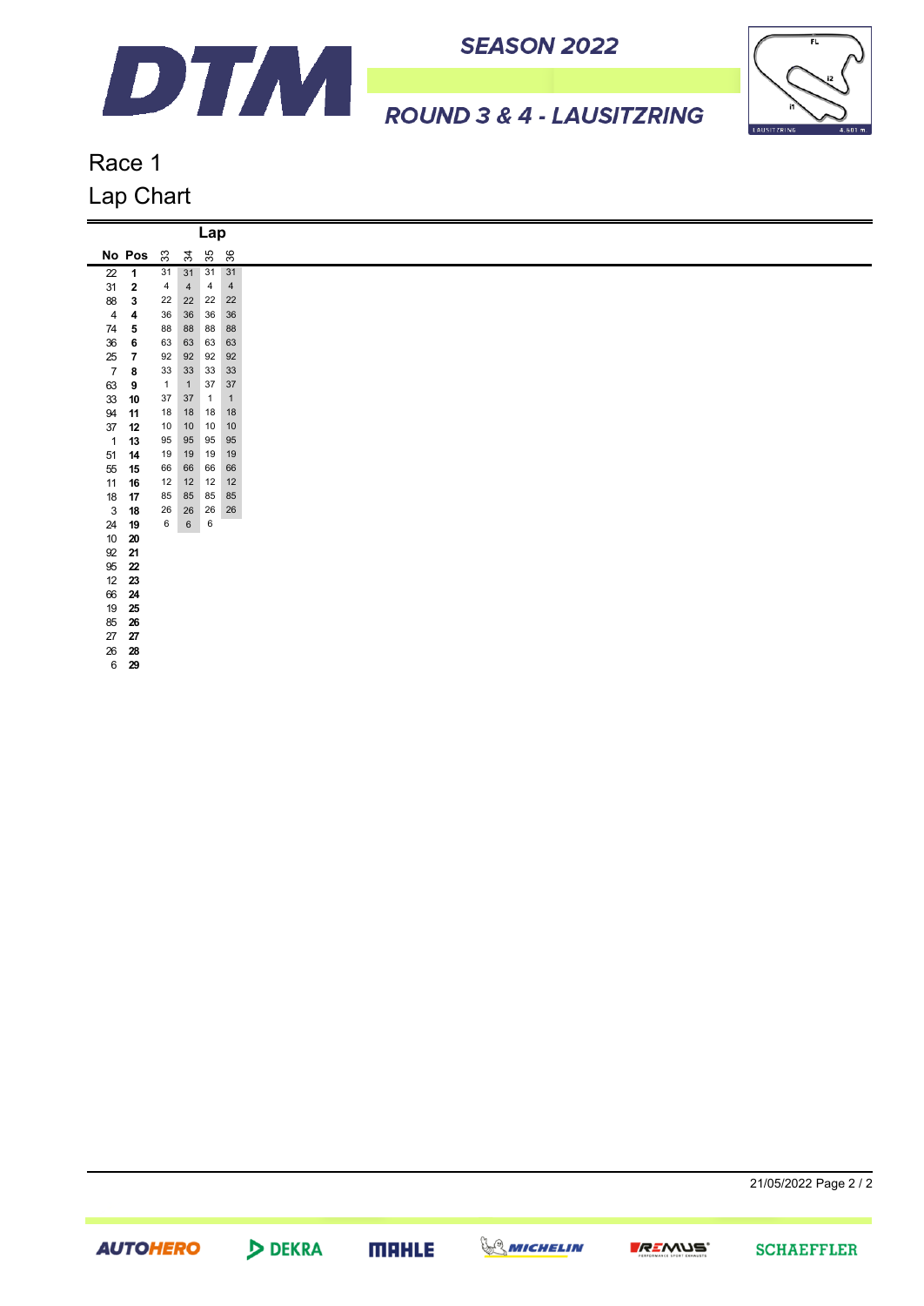# SEASON 2022

## ROUND 3 & 4 - LAUSITZRING

## Race 1

## Lap Chart

| No | Pos | 33 | 34 | 35 | 36 |
|---|---|---|---|---|---|
| 22 | 1 | 31 | 31 | 31 | 31 |
| 31 | 2 | 4 | 4 | 4 | 4 |
| 88 | 3 | 22 | 22 | 22 | 22 |
| 4 | 4 | 36 | 36 | 36 | 36 |
| 74 | 5 | 88 | 88 | 88 | 88 |
| 36 | 6 | 63 | 63 | 63 | 63 |
| 25 | 7 | 92 | 92 | 92 | 92 |
| 7 | 8 | 33 | 33 | 33 | 33 |
| 63 | 9 | 1 | 1 | 37 | 37 |
| 33 | 10 | 37 | 37 | 1 | 1 |
| 94 | 11 | 18 | 18 | 18 | 18 |
| 37 | 12 | 10 | 10 | 10 | 10 |
| 1 | 13 | 95 | 95 | 95 | 95 |
| 51 | 14 | 19 | 19 | 19 | 19 |
| 55 | 15 | 66 | 66 | 66 | 66 |
| 11 | 16 | 12 | 12 | 12 | 12 |
| 18 | 17 | 85 | 85 | 85 | 85 |
| 3 | 18 | 26 | 26 | 26 | 26 |
| 24 | 19 | 6 | 6 | 6 | |
| 10 | 20 | | | | |
| 92 | 21 | | | | |
| 95 | 22 | | | | |
| 12 | 23 | | | | |
| 66 | 24 | | | | |
| 19 | 25 | | | | |
| 85 | 26 | | | | |
| 27 | 27 | | | | |
| 26 | 28 | | | | |
| 6 | 29 | | | | |

21/05/2022